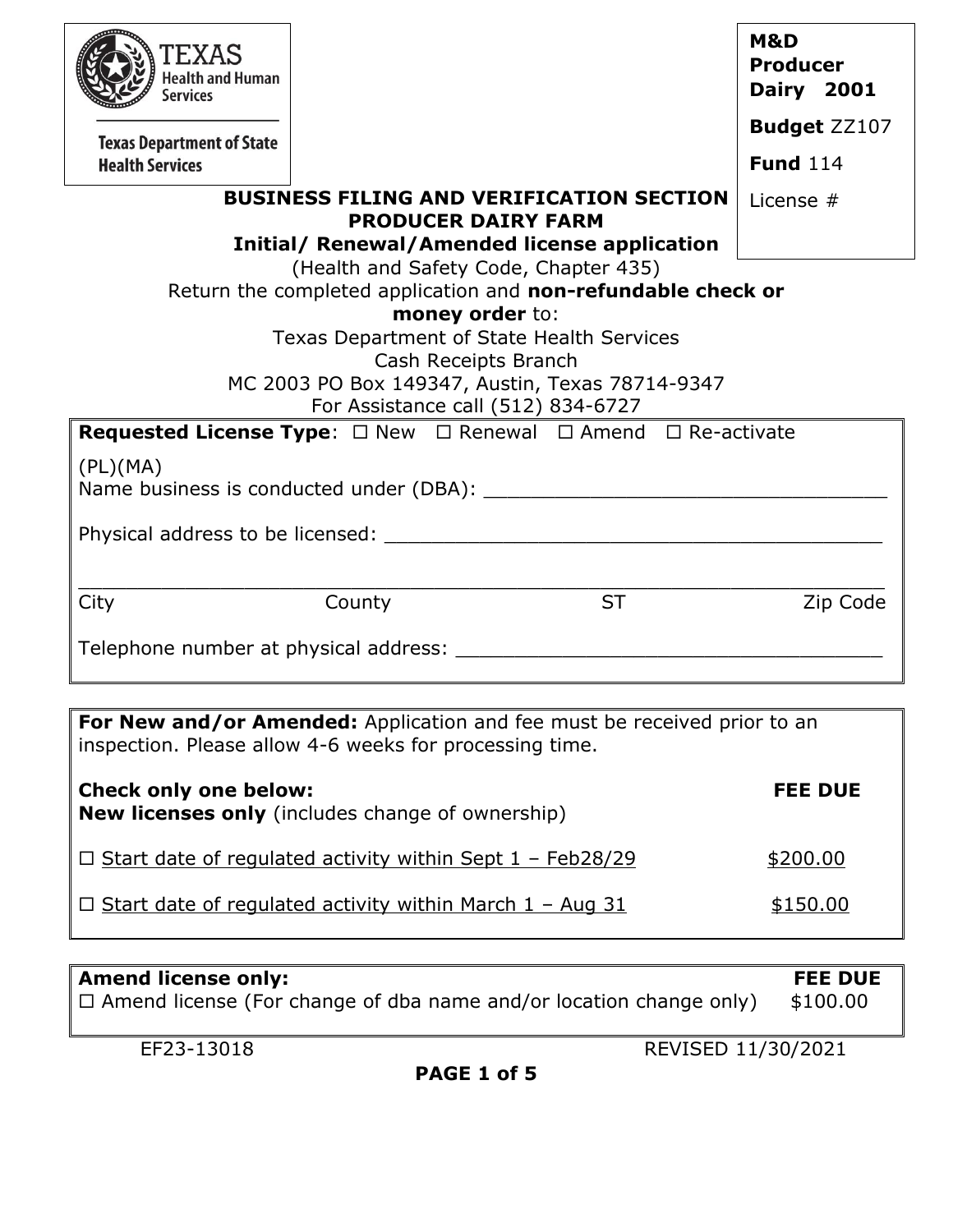Texas Health and Human Services

Texas Department of State Health Services

**M&D Producer Dairy 2001**

**Budget** ZZ107

**Fund** 114

License #

## BUSINESS FILING AND VERIFICATION SECTION
## PRODUCER DAIRY FARM
### Initial/ Renewal/Amended license application

(Health and Safety Code, Chapter 435)

Return the completed application and **non-refundable check or money order** to:

Texas Department of State Health Services
Cash Receipts Branch
MC 2003 PO Box 149347, Austin, Texas 78714-9347
For Assistance call (512) 834-6727

**Requested License Type**: ☐ New ☐ Renewal ☐ Amend ☐ Re-activate

(PL)(MA)

Name business is conducted under (DBA): ___________________________________

Physical address to be licensed: ___________________________________________

___________________________________________________________________

City County ST Zip Code

Telephone number at physical address: ______________________________________

**For New and/or Amended:** Application and fee must be received prior to an inspection. Please allow 4-6 weeks for processing time.

| **Check only one below:** **New licenses only** (includes change of ownership) | **FEE DUE** |
|---|---|
| ☐ Start date of regulated activity within Sept 1 – Feb28/29 | $200.00 |
| ☐ Start date of regulated activity within March 1 – Aug 31 | $150.00 |

| **Amend license only:** | **FEE DUE** |
|---|---|
| ☐ Amend license (For change of dba name and/or location change only) | $100.00 |

EF23-13018 REVISED 11/30/2021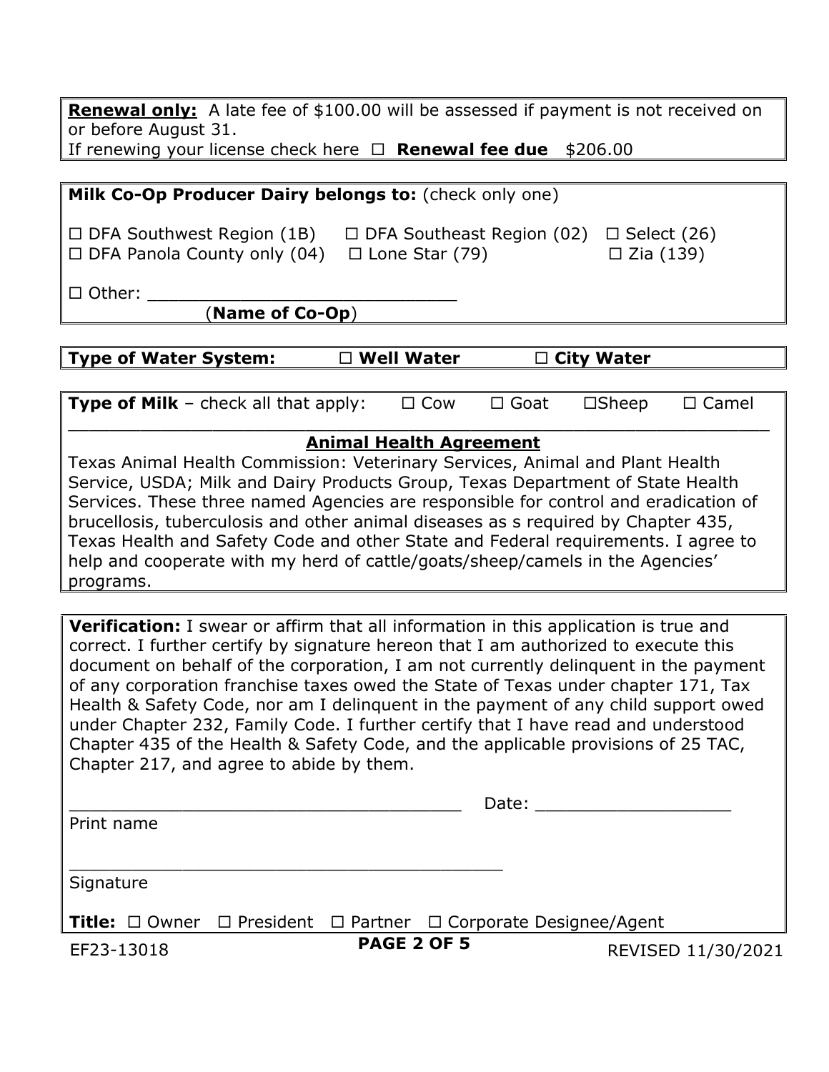**Renewal only:** A late fee of $100.00 will be assessed if payment is not received on or before August 31.
If renewing your license check here ☐ **Renewal fee due** $206.00

**Milk Co-Op Producer Dairy belongs to:** (check only one)

☐ DFA Southwest Region (1B) ☐ DFA Southeast Region (02) ☐ Select (26)
☐ DFA Panola County only (04) ☐ Lone Star (79) ☐ Zia (139)

☐ Other: ______________________________
(**Name of Co-Op**)

**Type of Water System:** ☐ **Well Water** ☐ **City Water**

**Type of Milk** – check all that apply: ☐ Cow ☐ Goat ☐Sheep ☐ Camel

**Animal Health Agreement**

Texas Animal Health Commission: Veterinary Services, Animal and Plant Health Service, USDA; Milk and Dairy Products Group, Texas Department of State Health Services. These three named Agencies are responsible for control and eradication of brucellosis, tuberculosis and other animal diseases as s required by Chapter 435, Texas Health and Safety Code and other State and Federal requirements. I agree to help and cooperate with my herd of cattle/goats/sheep/camels in the Agencies' programs.

**Verification:** I swear or affirm that all information in this application is true and correct. I further certify by signature hereon that I am authorized to execute this document on behalf of the corporation, I am not currently delinquent in the payment of any corporation franchise taxes owed the State of Texas under chapter 171, Tax Health & Safety Code, nor am I delinquent in the payment of any child support owed under Chapter 232, Family Code. I further certify that I have read and understood Chapter 435 of the Health & Safety Code, and the applicable provisions of 25 TAC, Chapter 217, and agree to abide by them.

______________________________________ Date: ___________________
Print name

__________________________________________
Signature

**Title:** ☐ Owner ☐ President ☐ Partner ☐ Corporate Designee/Agent

EF23-13018 REVISED 11/30/2021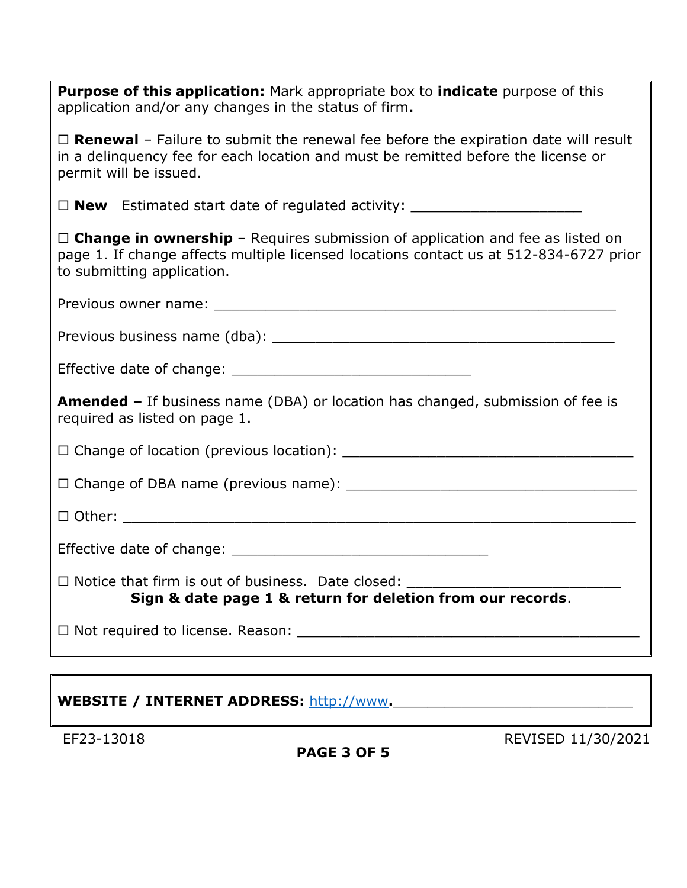**Purpose of this application:** Mark appropriate box to **indicate** purpose of this application and/or any changes in the status of firm**.**

☐ **Renewal** – Failure to submit the renewal fee before the expiration date will result in a delinquency fee for each location and must be remitted before the license or permit will be issued.

☐ **New** Estimated start date of regulated activity: ____________________

☐ **Change in ownership** – Requires submission of application and fee as listed on page 1. If change affects multiple licensed locations contact us at 512-834-6727 prior to submitting application.

Previous owner name: ______________________________________________

Previous business name (dba): ________________________________________

Effective date of change: ____________________________

**Amended –** If business name (DBA) or location has changed, submission of fee is required as listed on page 1.

☐ Change of location (previous location): __________________________________

☐ Change of DBA name (previous name): __________________________________

☐ Other: ____________________________________________________________

Effective date of change: ______________________________

☐ Notice that firm is out of business. Date closed: _________________________

**Sign & date page 1 & return for deletion from our records**.

☐ Not required to license. Reason: ________________________________________

**WEBSITE / INTERNET ADDRESS:** http://www**.**___________________________

EF23-13018

REVISED 11/30/2021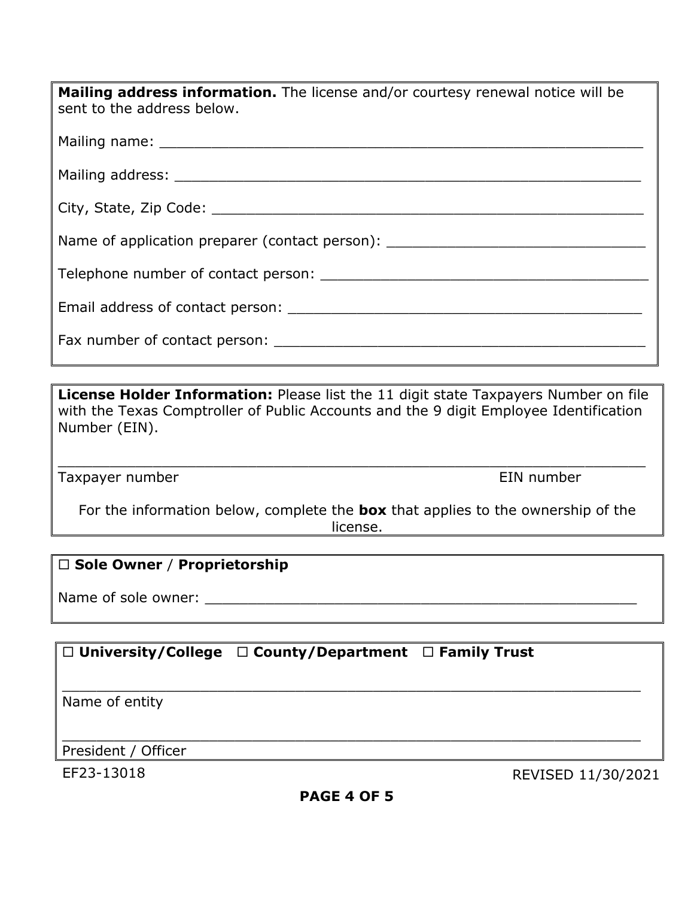**Mailing address information.** The license and/or courtesy renewal notice will be sent to the address below.

Mailing name: ______________________________________________________

Mailing address: ____________________________________________________

City, State, Zip Code: ________________________________________________

Name of application preparer (contact person): ____________________________

Telephone number of contact person: ____________________________________

Email address of contact person: ______________________________________

Fax number of contact person: ________________________________________

**License Holder Information:** Please list the 11 digit state Taxpayers Number on file with the Texas Comptroller of Public Accounts and the 9 digit Employee Identification Number (EIN).

_________________________________________________________________

Taxpayer number                                                                 EIN number

For the information below, complete the **box** that applies to the ownership of the license.

☐ **Sole Owner** / **Proprietorship**

Name of sole owner: ____________________________________________________

☐ **University/College**   ☐ **County/Department**   ☐ **Family Trust**

_________________________________________________________________

Name of entity

_________________________________________________________________

President / Officer

EF23-13018                                                                 REVISED 11/30/2021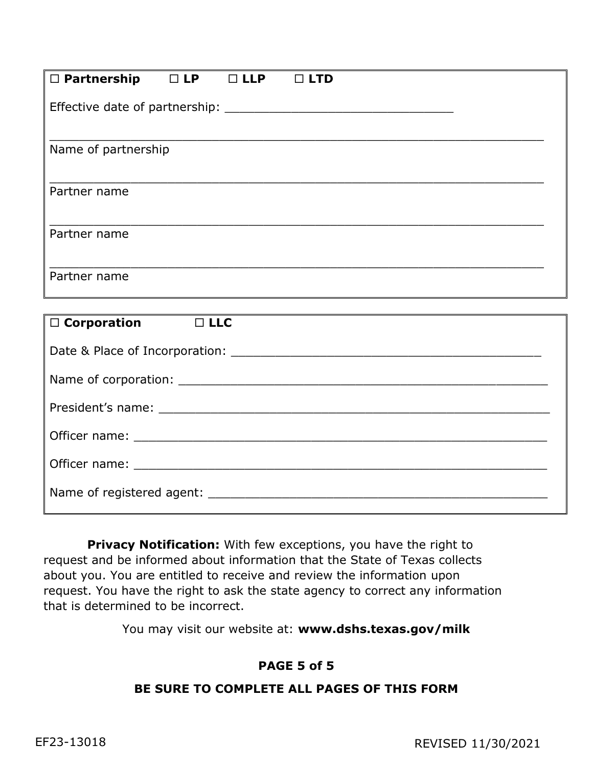☐ **Partnership** ☐ **LP** ☐ **LLP** ☐ **LTD**

Effective date of partnership: ______________________________

______________________________________________________________
Name of partnership

______________________________________________________________
Partner name

______________________________________________________________
Partner name

______________________________________________________________
Partner name

☐ **Corporation** ☐ **LLC**

Date & Place of Incorporation: __________________________________________

Name of corporation: ___________________________________________________

President's name: ______________________________________________________

Officer name: _________________________________________________________

Officer name: _________________________________________________________

Name of registered agent: ________________________________________________

**Privacy Notification:** With few exceptions, you have the right to request and be informed about information that the State of Texas collects about you. You are entitled to receive and review the information upon request. You have the right to ask the state agency to correct any information that is determined to be incorrect.

You may visit our website at: **www.dshs.texas.gov/milk**

**PAGE 5 of 5**

**BE SURE TO COMPLETE ALL PAGES OF THIS FORM**

EF23-13018 REVISED 11/30/2021